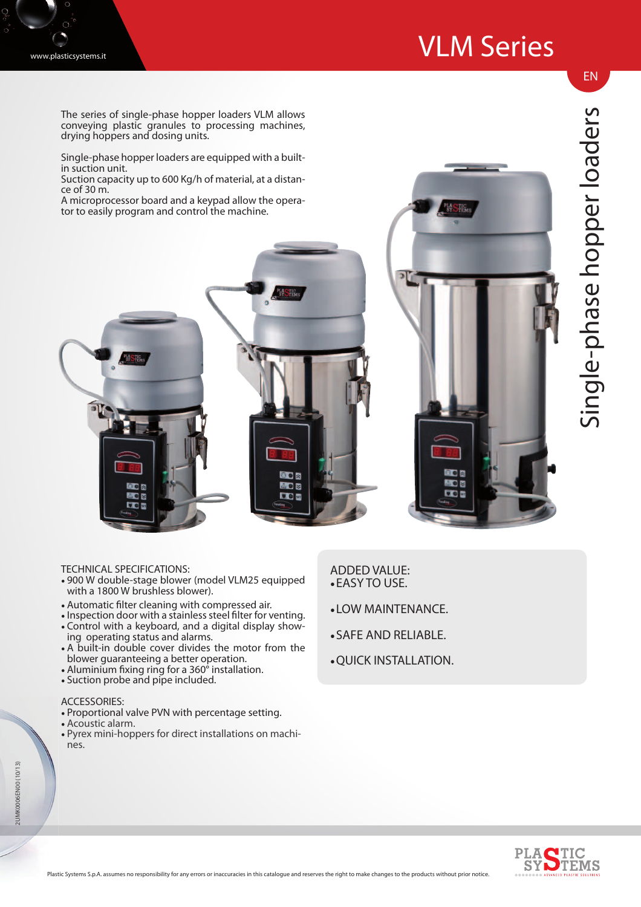# VLM Series

## Single-phase hopper loaders

The series of single-phase hopper loaders VLM allows conveying plastic granules to processing machines, drying hoppers and dosing units.

Single-phase hopper loaders are equipped with a built-in suction unit.
Suction capacity up to 600 Kg/h of material, at a distance of 30 m.
A microprocessor board and a keypad allow the operator to easily program and control the machine.

TECHNICAL SPECIFICATIONS:

- 900 W double-stage blower (model VLM25 equipped with a 1800 W brushless blower).
- Automatic filter cleaning with compressed air.
- Inspection door with a stainless steel filter for venting.
- Control with a keyboard, and a digital display showing operating status and alarms.
- A built-in double cover divides the motor from the blower guaranteeing a better operation.
- Aluminium fixing ring for a 360° installation.
- Suction probe and pipe included.

ACCESSORIES:

- Proportional valve PVN with percentage setting.
- Acoustic alarm.
- Pyrex mini-hoppers for direct installations on machines.

ADDED VALUE:

- EASY TO USE.
- LOW MAINTENANCE.
- SAFE AND RELIABLE.
- QUICK INSTALLATION.

2UMK0006EN00 (10/13)

Plastic Systems S.p.A. assumes no responsibility for any errors or inaccuracies in this catalogue and reserves the right to make changes to the products without prior notice.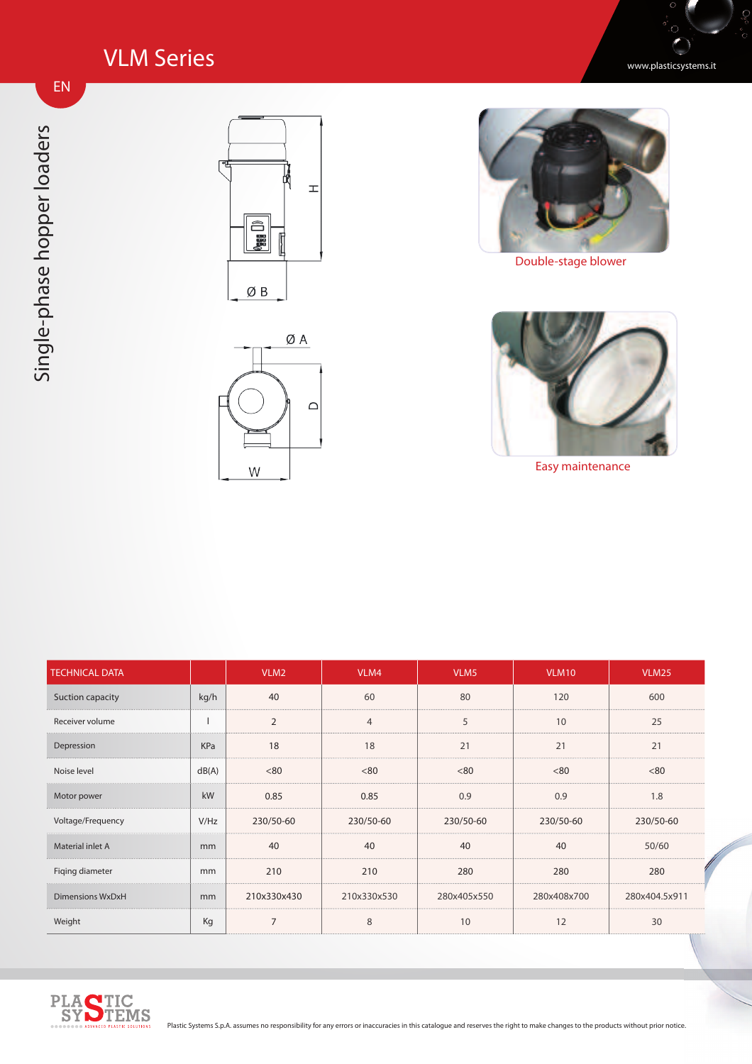# VLM Series

EN

## Single-phase hopper loaders

Ø B

Ø A

H

D

W

Double-stage blower

Easy maintenance

| TECHNICAL DATA | | VLM2 | VLM4 | VLM5 | VLM10 | VLM25 |
|---|---|---|---|---|---|---|
| Suction capacity | kg/h | 40 | 60 | 80 | 120 | 600 |
| Receiver volume | l | 2 | 4 | 5 | 10 | 25 |
| Depression | KPa | 18 | 18 | 21 | 21 | 21 |
| Noise level | dB(A) | <80 | <80 | <80 | <80 | <80 |
| Motor power | kW | 0.85 | 0.85 | 0.9 | 0.9 | 1.8 |
| Voltage/Frequency | V/Hz | 230/50-60 | 230/50-60 | 230/50-60 | 230/50-60 | 230/50-60 |
| Material inlet A | mm | 40 | 40 | 40 | 40 | 50/60 |
| Fiqing diameter | mm | 210 | 210 | 280 | 280 | 280 |
| Dimensions WxDxH | mm | 210x330x430 | 210x330x530 | 280x405x550 | 280x408x700 | 280x404.5x911 |
| Weight | Kg | 7 | 8 | 10 | 12 | 30 |

PLASTIC SYSTEMS ADVANCED PLASTIC SOLUTIONS

Plastic Systems S.p.A. assumes no responsibility for any errors or inaccuracies in this catalogue and reserves the right to make changes to the products without prior notice.